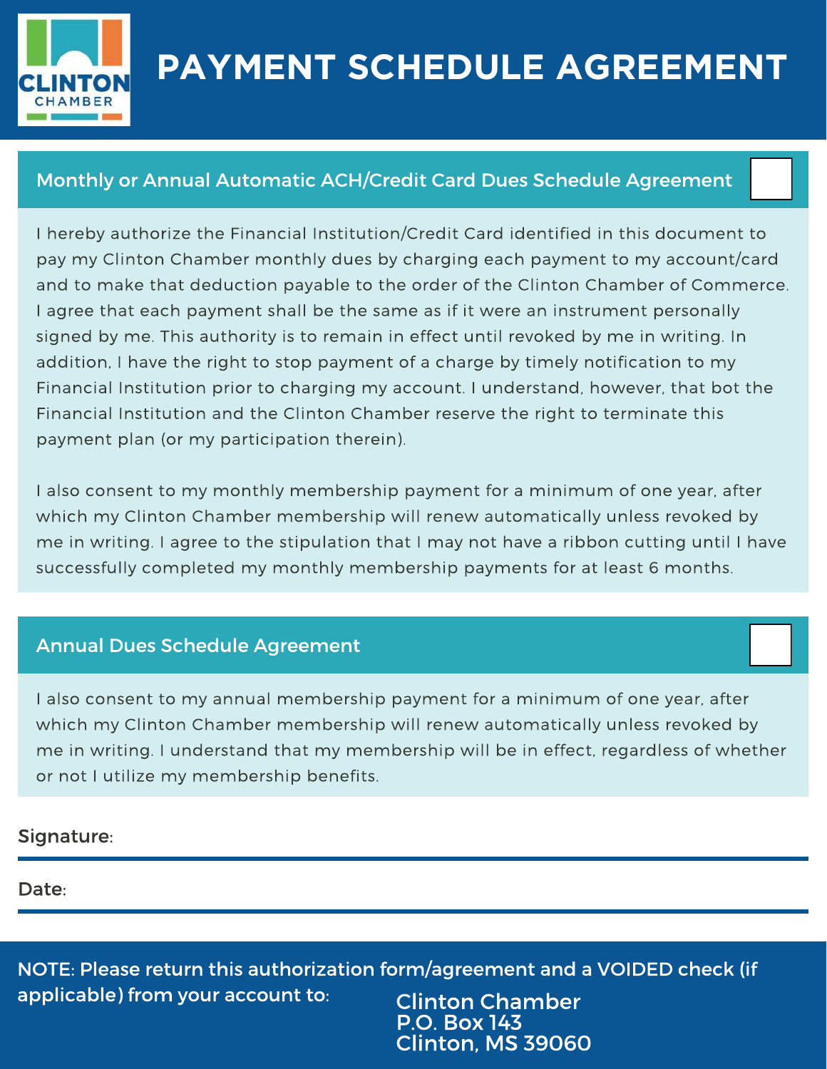# PAYMENT SCHEDULE AGREEMENT

## Monthly or Annual Automatic ACH/Credit Card Dues Schedule Agreement ☐

I hereby authorize the Financial Institution/Credit Card identified in this document to pay my Clinton Chamber monthly dues by charging each payment to my account/card and to make that deduction payable to the order of the Clinton Chamber of Commerce. I agree that each payment shall be the same as if it were an instrument personally signed by me. This authority is to remain in effect until revoked by me in writing. In addition, I have the right to stop payment of a charge by timely notification to my Financial Institution prior to charging my account. I understand, however, that bot the Financial Institution and the Clinton Chamber reserve the right to terminate this payment plan (or my participation therein).

I also consent to my monthly membership payment for a minimum of one year, after which my Clinton Chamber membership will renew automatically unless revoked by me in writing. I agree to the stipulation that I may not have a ribbon cutting until I have successfully completed my monthly membership payments for at least 6 months.

## Annual Dues Schedule Agreement ☐

I also consent to my annual membership payment for a minimum of one year, after which my Clinton Chamber membership will renew automatically unless revoked by me in writing. I understand that my membership will be in effect, regardless of whether or not I utilize my membership benefits.

Signature: \_\_\_\_\_\_\_\_\_\_\_\_\_\_\_\_\_\_\_\_\_\_\_\_\_\_\_\_\_\_

Date: \_\_\_\_\_\_\_\_\_\_\_\_\_\_\_\_\_\_\_\_\_\_\_\_\_\_\_\_\_\_

NOTE: Please return this authorization form/agreement and a VOIDED check (if applicable) from your account to:

Clinton Chamber
P.O. Box 143
Clinton, MS 39060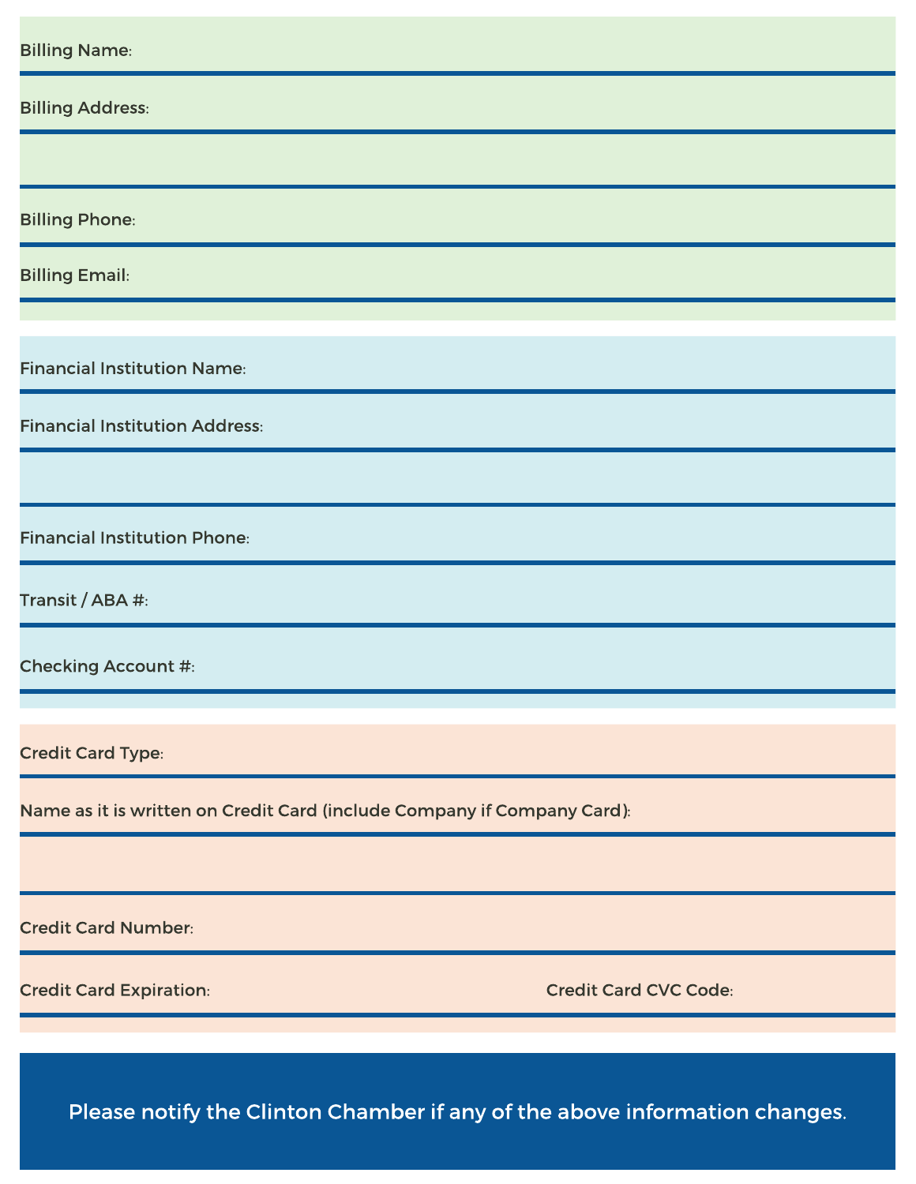**Billing Name:**

**Billing Address:**

**Billing Phone:**

**Billing Email:**

**Financial Institution Name:**

**Financial Institution Address:**

**Financial Institution Phone:**

**Transit / ABA #:**

**Checking Account #:**

**Credit Card Type:**

**Name as it is written on Credit Card (include Company if Company Card):**

**Credit Card Number:**

**Credit Card Expiration:** **Credit Card CVC Code:**

Please notify the Clinton Chamber if any of the above information changes.